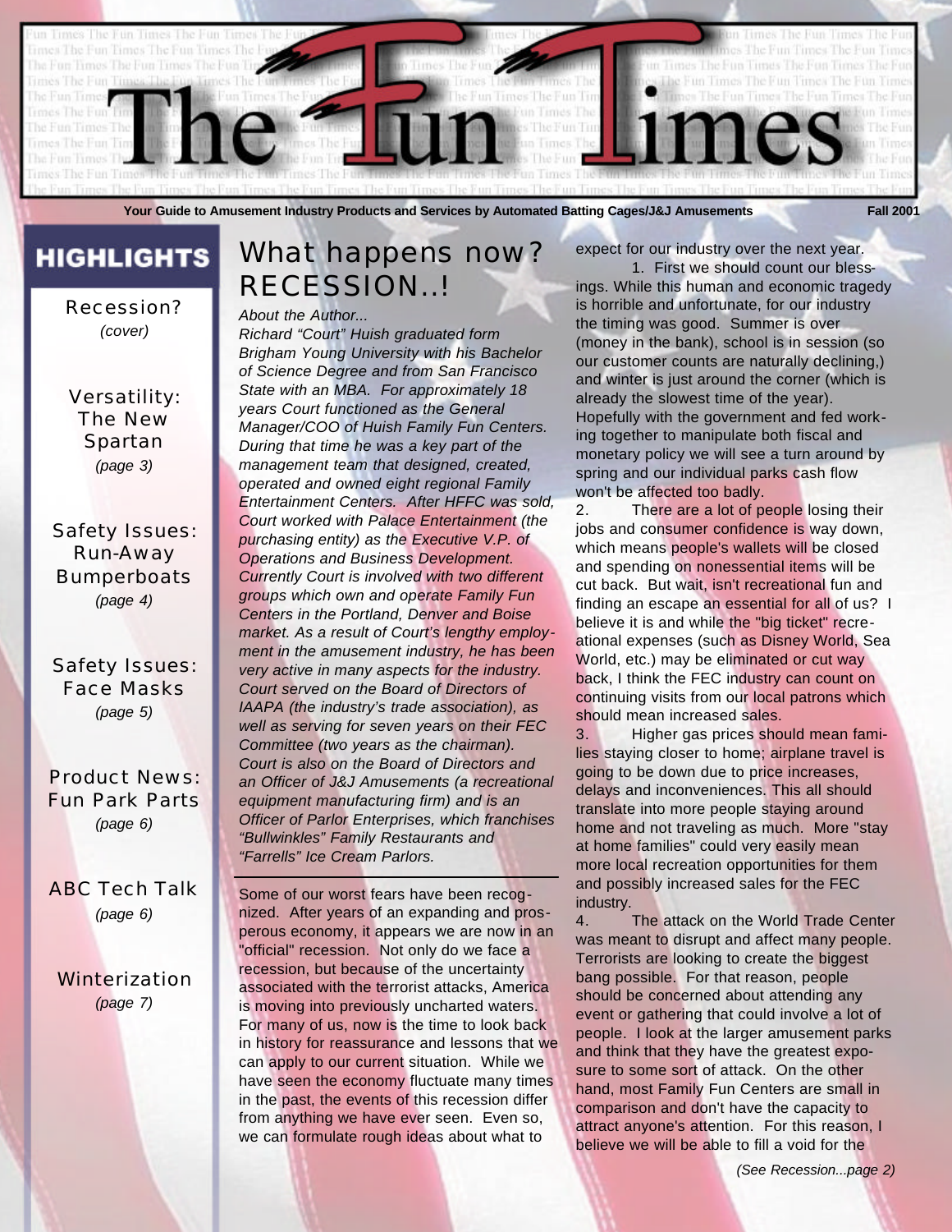# The Fun Times

**Your Guide to Amusement Industry Products and Services by Automated Batting Cages/J&J Amusements** **Fall 2001**

## HIGHLIGHTS

Recession? *(cover)*

Versatility: The New Spartan *(page 3)*

Safety Issues: Run-Away Bumperboats *(page 4)*

Safety Issues: Face Masks *(page 5)*

Product News: Fun Park Parts *(page 6)*

ABC Tech Talk *(page 6)*

Winterization *(page 7)*

## What happens now? RECESSION..!

*About the Author...*

*Richard "Court" Huish graduated form Brigham Young University with his Bachelor of Science Degree and from San Francisco State with an MBA. For approximately 18 years Court functioned as the General Manager/COO of Huish Family Fun Centers. During that time he was a key part of the management team that designed, created, operated and owned eight regional Family Entertainment Centers. After HFFC was sold, Court worked with Palace Entertainment (the purchasing entity) as the Executive V.P. of Operations and Business Development. Currently Court is involved with two different groups which own and operate Family Fun Centers in the Portland, Denver and Boise market. As a result of Court's lengthy employment in the amusement industry, he has been very active in many aspects for the industry. Court served on the Board of Directors of IAAPA (the industry's trade association), as well as serving for seven years on their FEC Committee (two years as the chairman). Court is also on the Board of Directors and an Officer of J&J Amusements (a recreational equipment manufacturing firm) and is an Officer of Parlor Enterprises, which franchises "Bullwinkles" Family Restaurants and "Farrells" Ice Cream Parlors.*

---

Some of our worst fears have been recognized. After years of an expanding and prosperous economy, it appears we are now in an "official" recession. Not only do we face a recession, but because of the uncertainty associated with the terrorist attacks, America is moving into previously uncharted waters. For many of us, now is the time to look back in history for reassurance and lessons that we can apply to our current situation. While we have seen the economy fluctuate many times in the past, the events of this recession differ from anything we have ever seen. Even so, we can formulate rough ideas about what to expect for our industry over the next year.

1. First we should count our blessings. While this human and economic tragedy is horrible and unfortunate, for our industry the timing was good. Summer is over (money in the bank), school is in session (so our customer counts are naturally declining,) and winter is just around the corner (which is already the slowest time of the year). Hopefully with the government and fed working together to manipulate both fiscal and monetary policy we will see a turn around by spring and our individual parks cash flow won't be affected too badly.

2. There are a lot of people losing their jobs and consumer confidence is way down, which means people's wallets will be closed and spending on nonessential items will be cut back. But wait, isn't recreational fun and finding an escape an essential for all of us? I believe it is and while the "big ticket" recreational expenses (such as Disney World, Sea World, etc.) may be eliminated or cut way back, I think the FEC industry can count on continuing visits from our local patrons which should mean increased sales.

3. Higher gas prices should mean families staying closer to home; airplane travel is going to be down due to price increases, delays and inconveniences. This all should translate into more people staying around home and not traveling as much. More "stay at home families" could very easily mean more local recreation opportunities for them and possibly increased sales for the FEC industry.

4. The attack on the World Trade Center was meant to disrupt and affect many people. Terrorists are looking to create the biggest bang possible. For that reason, people should be concerned about attending any event or gathering that could involve a lot of people. I look at the larger amusement parks and think that they have the greatest exposure to some sort of attack. On the other hand, most Family Fun Centers are small in comparison and don't have the capacity to attract anyone's attention. For this reason, I believe we will be able to fill a void for the

*(See Recession...page 2)*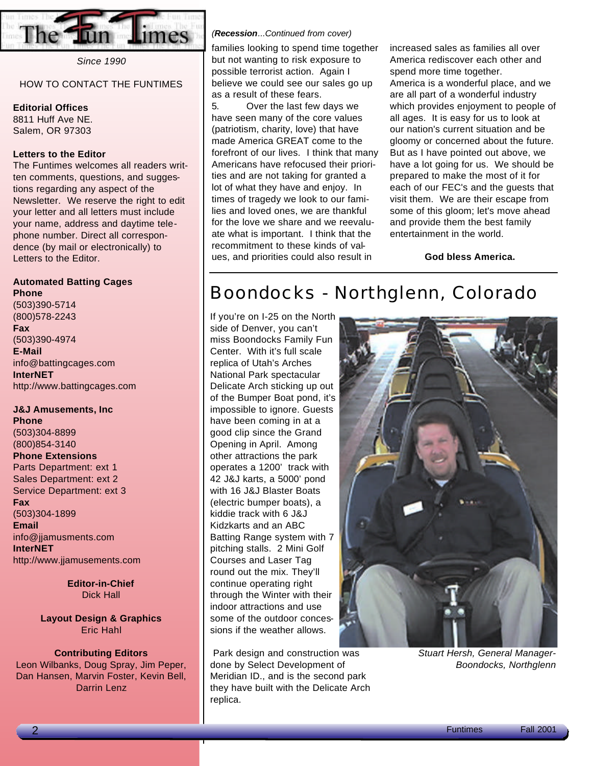# The Fun Times

*Since 1990*

HOW TO CONTACT THE FUNTIMES

**Editorial Offices**
8811 Huff Ave NE.
Salem, OR 97303

**Letters to the Editor**
The Funtimes welcomes all readers written comments, questions, and suggestions regarding any aspect of the Newsletter. We reserve the right to edit your letter and all letters must include your name, address and daytime telephone number. Direct all correspondence (by mail or electronically) to Letters to the Editor.

**Automated Batting Cages**
**Phone**
(503)390-5714
(800)578-2243
**Fax**
(503)390-4974
**E-Mail**
info@battingcages.com
**InterNET**
http://www.battingcages.com

**J&J Amusements, Inc**
**Phone**
(503)304-8899
(800)854-3140
**Phone Extensions**
Parts Department: ext 1
Sales Department: ext 2
Service Department: ext 3
**Fax**
(503)304-1899
**Email**
info@jjamusments.com
**InterNET**
http://www.jjamusements.com

**Editor-in-Chief**
Dick Hall

**Layout Design & Graphics**
Eric Hahl

**Contributing Editors**
Leon Wilbanks, Doug Spray, Jim Peper, Dan Hansen, Marvin Foster, Kevin Bell, Darrin Lenz

*(**Recession**...Continued from cover)*

families looking to spend time together but not wanting to risk exposure to possible terrorist action. Again I believe we could see our sales go up as a result of these fears.

5. Over the last few days we have seen many of the core values (patriotism, charity, love) that have made America GREAT come to the forefront of our lives. I think that many Americans have refocused their priorities and are not taking for granted a lot of what they have and enjoy. In times of tragedy we look to our families and loved ones, we are thankful for the love we share and we reevaluate what is important. I think that the recommitment to these kinds of values, and priorities could also result in increased sales as families all over America rediscover each other and spend more time together.

America is a wonderful place, and we are all part of a wonderful industry which provides enjoyment to people of all ages. It is easy for us to look at our nation's current situation and be gloomy or concerned about the future. But as I have pointed out above, we have a lot going for us. We should be prepared to make the most of it for each of our FEC's and the guests that visit them. We are their escape from some of this gloom; let's move ahead and provide them the best family entertainment in the world.

**God bless America.**

## Boondocks - Northglenn, Colorado

If you're on I-25 on the North side of Denver, you can't miss Boondocks Family Fun Center. With it's full scale replica of Utah's Arches National Park spectacular Delicate Arch sticking up out of the Bumper Boat pond, it's impossible to ignore. Guests have been coming in at a good clip since the Grand Opening in April. Among other attractions the park operates a 1200' track with 42 J&J karts, a 5000' pond with 16 J&J Blaster Boats (electric bumper boats), a kiddie track with 6 J&J Kidzkarts and an ABC Batting Range system with 7 pitching stalls. 2 Mini Golf Courses and Laser Tag round out the mix. They'll continue operating right through the Winter with their indoor attractions and use some of the outdoor concessions if the weather allows.

Park design and construction was done by Select Development of Meridian ID., and is the second park they have built with the Delicate Arch replica.

*Stuart Hersh, General Manager-Boondocks, Northglenn*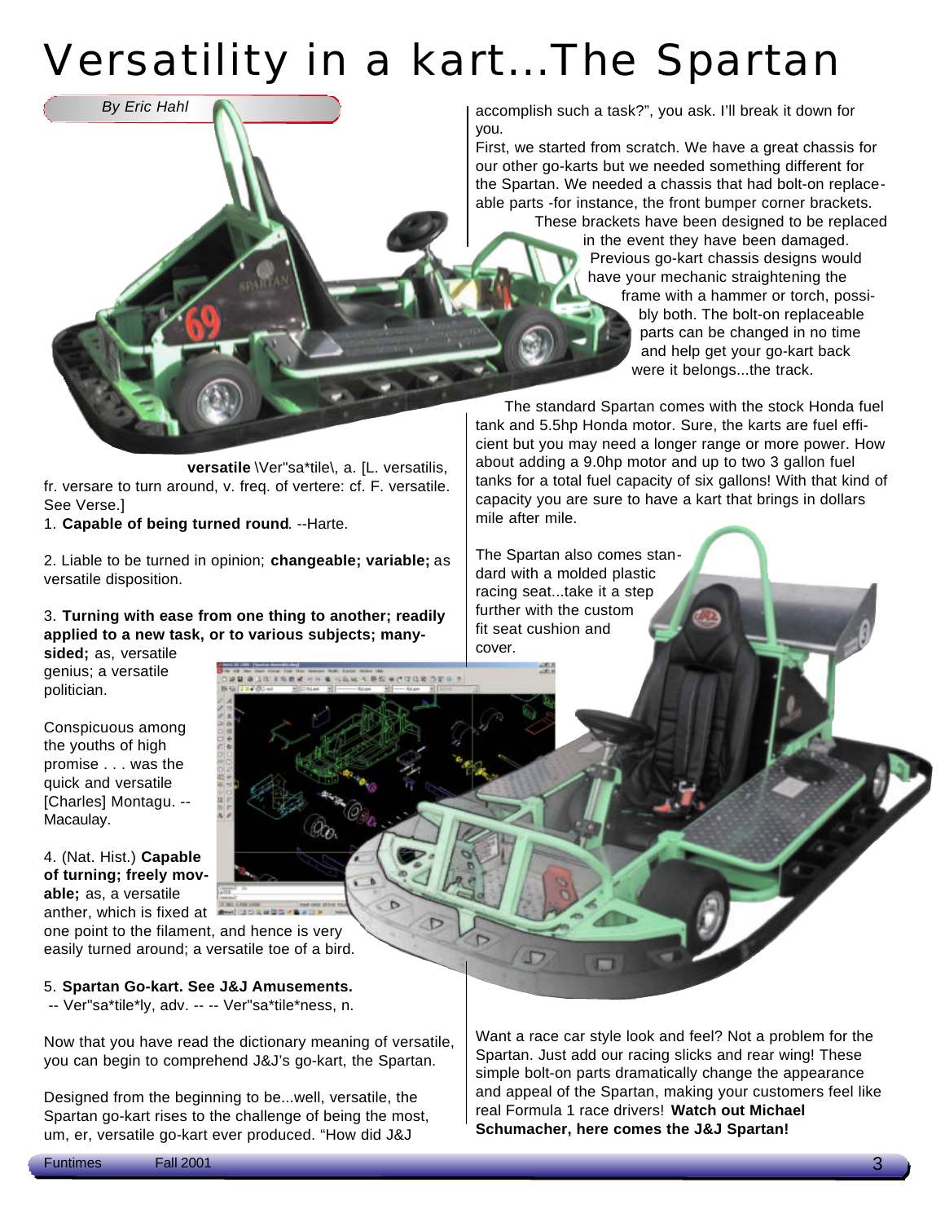# Versatility in a kart...The Spartan

*By Eric Hahl*

**versatile** \Ver"sa*tile\, a. [L. versatilis, fr. versare to turn around, v. freq. of vertere: cf. F. versatile. See Verse.]

1. **Capable of being turned round**. --Harte.

2. Liable to be turned in opinion; **changeable; variable;** as versatile disposition.

3. **Turning with ease from one thing to another; readily applied to a new task, or to various subjects; many-sided;** as, versatile genius; a versatile politician.

Conspicuous among the youths of high promise . . . was the quick and versatile [Charles] Montagu. --Macaulay.

4. (Nat. Hist.) **Capable of turning; freely movable;** as, a versatile anther, which is fixed at one point to the filament, and hence is very easily turned around; a versatile toe of a bird.

5. **Spartan Go-kart. See J&J Amusements.**
-- Ver"sa*tile*ly, adv. -- -- Ver"sa*tile*ness, n.

Now that you have read the dictionary meaning of versatile, you can begin to comprehend J&J's go-kart, the Spartan.

Designed from the beginning to be...well, versatile, the Spartan go-kart rises to the challenge of being the most, um, er, versatile go-kart ever produced. "How did J&J accomplish such a task?", you ask. I'll break it down for you.

First, we started from scratch. We have a great chassis for our other go-karts but we needed something different for the Spartan. We needed a chassis that had bolt-on replaceable parts -for instance, the front bumper corner brackets. These brackets have been designed to be replaced in the event they have been damaged. Previous go-kart chassis designs would have your mechanic straightening the frame with a hammer or torch, possibly both. The bolt-on replaceable parts can be changed in no time and help get your go-kart back were it belongs...the track.

The standard Spartan comes with the stock Honda fuel tank and 5.5hp Honda motor. Sure, the karts are fuel efficient but you may need a longer range or more power. How about adding a 9.0hp motor and up to two 3 gallon fuel tanks for a total fuel capacity of six gallons! With that kind of capacity you are sure to have a kart that brings in dollars mile after mile.

The Spartan also comes standard with a molded plastic racing seat...take it a step further with the custom fit seat cushion and cover.

Want a race car style look and feel? Not a problem for the Spartan. Just add our racing slicks and rear wing! These simple bolt-on parts dramatically change the appearance and appeal of the Spartan, making your customers feel like real Formula 1 race drivers! **Watch out Michael Schumacher, here comes the J&J Spartan!**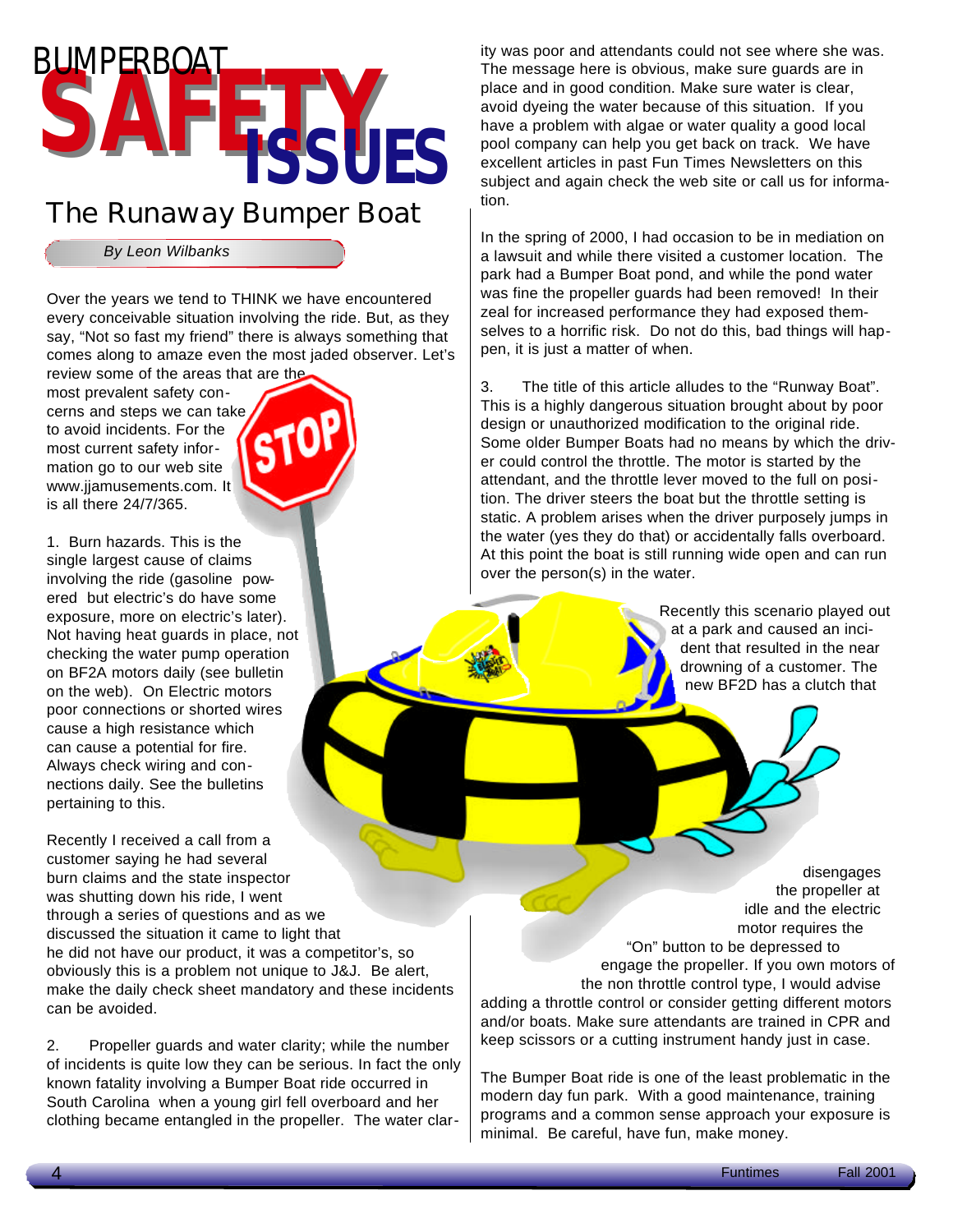# BUMPERBOAT SAFETY ISSUES

## The Runaway Bumper Boat

*By Leon Wilbanks*

Over the years we tend to THINK we have encountered every conceivable situation involving the ride. But, as they say, "Not so fast my friend" there is always something that comes along to amaze even the most jaded observer. Let's review some of the areas that are the most prevalent safety concerns and steps we can take to avoid incidents. For the most current safety information go to our web site www.jjamusements.com. It is all there 24/7/365.

1. Burn hazards. This is the single largest cause of claims involving the ride (gasoline powered but electric's do have some exposure, more on electric's later). Not having heat guards in place, not checking the water pump operation on BF2A motors daily (see bulletin on the web). On Electric motors poor connections or shorted wires cause a high resistance which can cause a potential for fire. Always check wiring and connections daily. See the bulletins pertaining to this.

Recently I received a call from a customer saying he had several burn claims and the state inspector was shutting down his ride, I went through a series of questions and as we discussed the situation it came to light that he did not have our product, it was a competitor's, so obviously this is a problem not unique to J&J. Be alert, make the daily check sheet mandatory and these incidents can be avoided.

2. Propeller guards and water clarity; while the number of incidents is quite low they can be serious. In fact the only known fatality involving a Bumper Boat ride occurred in South Carolina when a young girl fell overboard and her clothing became entangled in the propeller. The water clarity was poor and attendants could not see where she was. The message here is obvious, make sure guards are in place and in good condition. Make sure water is clear, avoid dyeing the water because of this situation. If you have a problem with algae or water quality a good local pool company can help you get back on track. We have excellent articles in past Fun Times Newsletters on this subject and again check the web site or call us for information.

In the spring of 2000, I had occasion to be in mediation on a lawsuit and while there visited a customer location. The park had a Bumper Boat pond, and while the pond water was fine the propeller guards had been removed! In their zeal for increased performance they had exposed themselves to a horrific risk. Do not do this, bad things will happen, it is just a matter of when.

3. The title of this article alludes to the "Runway Boat". This is a highly dangerous situation brought about by poor design or unauthorized modification to the original ride. Some older Bumper Boats had no means by which the driver could control the throttle. The motor is started by the attendant, and the throttle lever moved to the full on position. The driver steers the boat but the throttle setting is static. A problem arises when the driver purposely jumps in the water (yes they do that) or accidentally falls overboard. At this point the boat is still running wide open and can run over the person(s) in the water.

Recently this scenario played out at a park and caused an incident that resulted in the near drowning of a customer. The new BF2D has a clutch that disengages the propeller at idle and the electric motor requires the "On" button to be depressed to engage the propeller. If you own motors of the non throttle control type, I would advise adding a throttle control or consider getting different motors and/or boats. Make sure attendants are trained in CPR and keep scissors or a cutting instrument handy just in case.

The Bumper Boat ride is one of the least problematic in the modern day fun park. With a good maintenance, training programs and a common sense approach your exposure is minimal. Be careful, have fun, make money.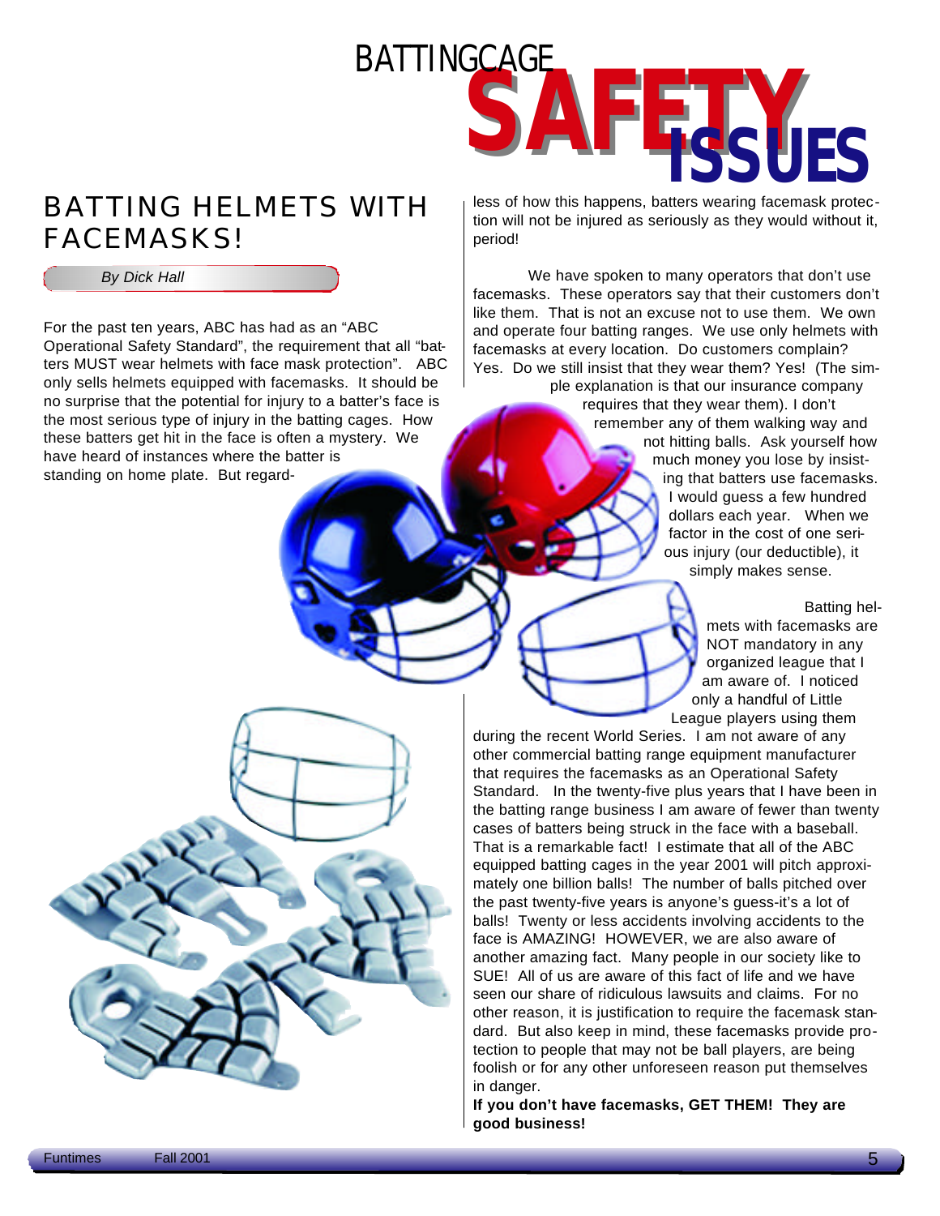# BATTINGCAGE SAFETY ISSUES

## BATTING HELMETS WITH FACEMASKS!

*By Dick Hall*

For the past ten years, ABC has had as an "ABC Operational Safety Standard", the requirement that all "batters MUST wear helmets with face mask protection". ABC only sells helmets equipped with facemasks. It should be no surprise that the potential for injury to a batter's face is the most serious type of injury in the batting cages. How these batters get hit in the face is often a mystery. We have heard of instances where the batter is standing on home plate. But regardless of how this happens, batters wearing facemask protection will not be injured as seriously as they would without it, period!

We have spoken to many operators that don't use facemasks. These operators say that their customers don't like them. That is not an excuse not to use them. We own and operate four batting ranges. We use only helmets with facemasks at every location. Do customers complain? Yes. Do we still insist that they wear them? Yes! (The simple explanation is that our insurance company requires that they wear them). I don't remember any of them walking way and not hitting balls. Ask yourself how much money you lose by insisting that batters use facemasks. I would guess a few hundred dollars each year. When we factor in the cost of one serious injury (our deductible), it simply makes sense.

Batting helmets with facemasks are NOT mandatory in any organized league that I am aware of. I noticed only a handful of Little League players using them during the recent World Series. I am not aware of any other commercial batting range equipment manufacturer that requires the facemasks as an Operational Safety Standard. In the twenty-five plus years that I have been in the batting range business I am aware of fewer than twenty cases of batters being struck in the face with a baseball. That is a remarkable fact! I estimate that all of the ABC equipped batting cages in the year 2001 will pitch approximately one billion balls! The number of balls pitched over the past twenty-five years is anyone's guess-it's a lot of balls! Twenty or less accidents involving accidents to the face is AMAZING! HOWEVER, we are also aware of another amazing fact. Many people in our society like to SUE! All of us are aware of this fact of life and we have seen our share of ridiculous lawsuits and claims. For no other reason, it is justification to require the facemask standard. But also keep in mind, these facemasks provide protection to people that may not be ball players, are being foolish or for any other unforeseen reason put themselves in danger.

**If you don't have facemasks, GET THEM! They are good business!**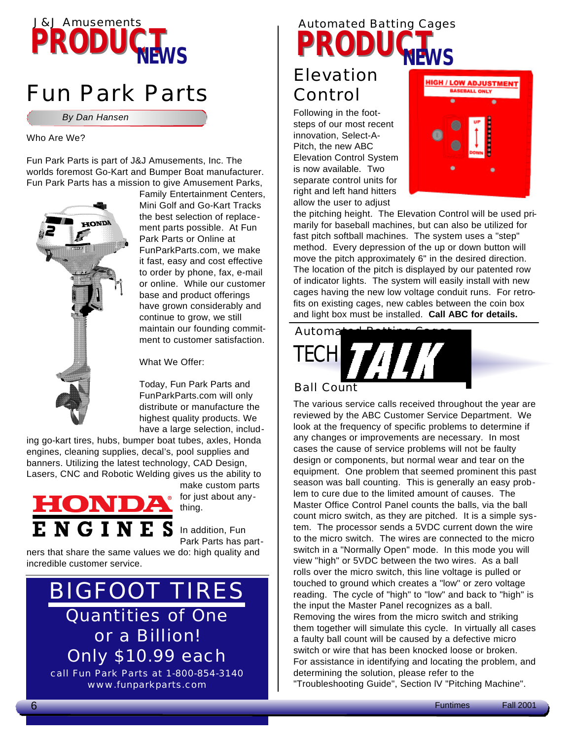J&J Amusements
# PRODUCT NEWS

## Fun Park Parts

*By Dan Hansen*

Who Are We?

Fun Park Parts is part of J&J Amusements, Inc. The worlds foremost Go-Kart and Bumper Boat manufacturer. Fun Park Parts has a mission to give Amusement Parks, Family Entertainment Centers, Mini Golf and Go-Kart Tracks the best selection of replacement parts possible. At Fun Park or Online at FunParkParts.com, we make it fast, easy and cost effective to order by phone, fax, e-mail or online. While our customer base and product offerings have grown considerably and continue to grow, we still maintain our founding commitment to customer satisfaction.

What We Offer:

Today, Fun Park Parts and FunParkParts.com will only distribute or manufacture the highest quality products. We have a large selection, including go-kart tires, hubs, bumper boat tubes, axles, Honda engines, cleaning supplies, decal's, pool supplies and banners. Utilizing the latest technology, CAD Design, Lasers, CNC and Robotic Welding gives us the ability to make custom parts for just about anything.

HONDA ENGINES

In addition, Fun Park Parts has partners that share the same values we do: high quality and incredible customer service.

**BIGFOOT TIRES**
Quantities of One or a Billion!
Only $10.99 each
call Fun Park Parts at 1-800-854-3140
www.funparkparts.com

Automated Batting Cages
# PRODUCT NEWS

## Elevation Control

HIGH / LOW ADJUSTMENT
BASEBALL ONLY
UP
DOWN

Following in the footsteps of our most recent innovation, Select-A-Pitch, the new ABC Elevation Control System is now available. Two separate control units for right and left hand hitters allow the user to adjust the pitching height. The Elevation Control will be used primarily for baseball machines, but can also be utilized for fast pitch softball machines. The system uses a "step" method. Every depression of the up or down button will move the pitch approximately 6" in the desired direction. The location of the pitch is displayed by our patented row of indicator lights. The system will easily install with new cages having the new low voltage conduit runs. For retrofits on existing cages, new cables between the coin box and light box must be installed. **Call ABC for details.**

Automated Batting Cages
# TECH TALK

## Ball Count

The various service calls received throughout the year are reviewed by the ABC Customer Service Department. We look at the frequency of specific problems to determine if any changes or improvements are necessary. In most cases the cause of service problems will not be faulty design or components, but normal wear and tear on the equipment. One problem that seemed prominent this past season was ball counting. This is generally an easy problem to cure due to the limited amount of causes. The Master Office Control Panel counts the balls, via the ball count micro switch, as they are pitched. It is a simple system. The processor sends a 5VDC current down the wire to the micro switch. The wires are connected to the micro switch in a "Normally Open" mode. In this mode you will view "high" or 5VDC between the two wires. As a ball rolls over the micro switch, this line voltage is pulled or touched to ground which creates a "low" or zero voltage reading. The cycle of "high" to "low" and back to "high" is the input the Master Panel recognizes as a ball. Removing the wires from the micro switch and striking them together will simulate this cycle. In virtually all cases a faulty ball count will be caused by a defective micro switch or wire that has been knocked loose or broken. For assistance in identifying and locating the problem, and determining the solution, please refer to the "Troubleshooting Guide", Section IV "Pitching Machine".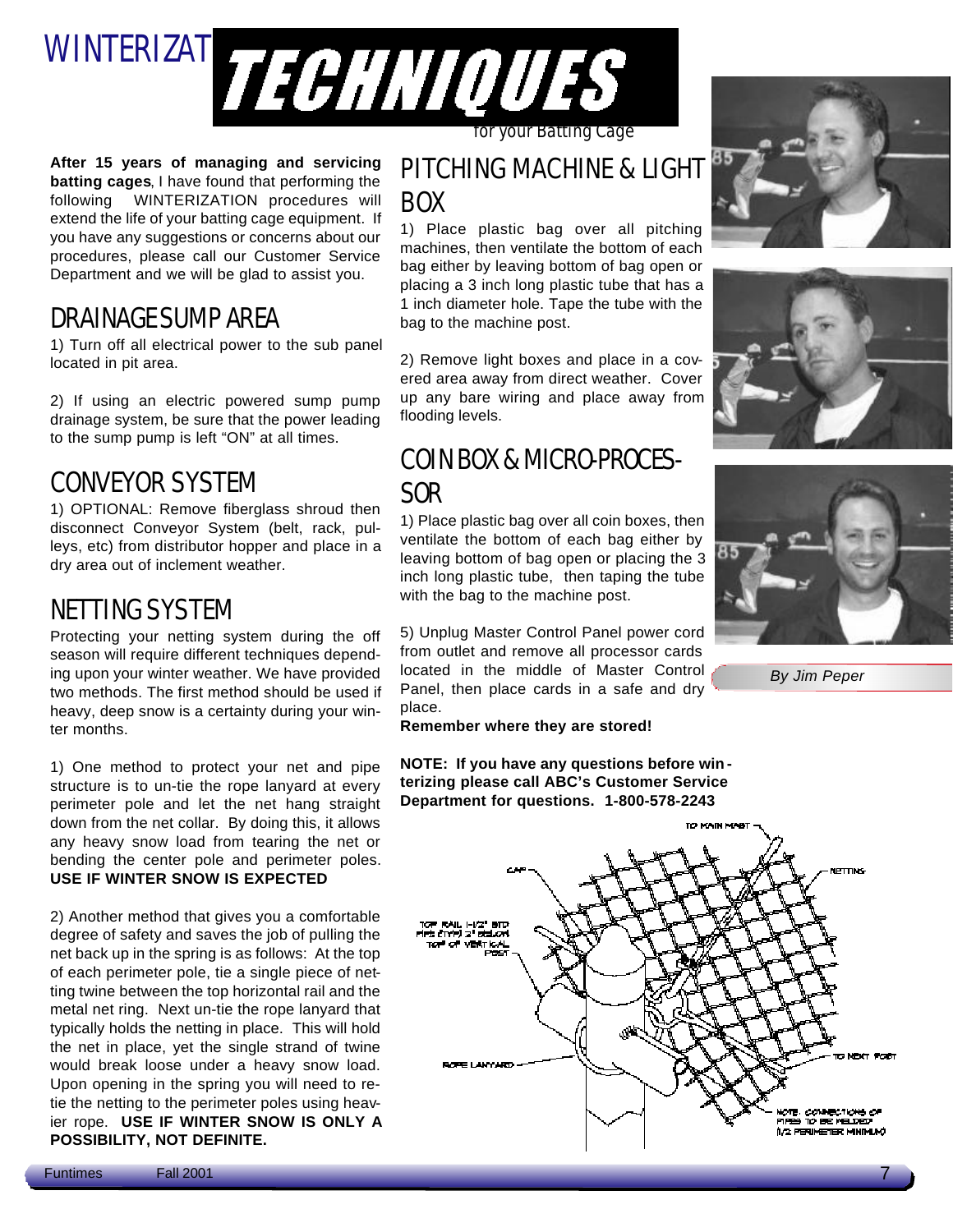# WINTERIZATION TECHNIQUES for your Batting Cage

**After 15 years of managing and servicing batting cages**, I have found that performing the following WINTERIZATION procedures will extend the life of your batting cage equipment. If you have any suggestions or concerns about our procedures, please call our Customer Service Department and we will be glad to assist you.

## DRAINAGE SUMP AREA

1) Turn off all electrical power to the sub panel located in pit area.

2) If using an electric powered sump pump drainage system, be sure that the power leading to the sump pump is left "ON" at all times.

## CONVEYOR SYSTEM

1) OPTIONAL: Remove fiberglass shroud then disconnect Conveyor System (belt, rack, pulleys, etc) from distributor hopper and place in a dry area out of inclement weather.

## NETTING SYSTEM

Protecting your netting system during the off season will require different techniques depending upon your winter weather. We have provided two methods. The first method should be used if heavy, deep snow is a certainty during your winter months.

1) One method to protect your net and pipe structure is to un-tie the rope lanyard at every perimeter pole and let the net hang straight down from the net collar. By doing this, it allows any heavy snow load from tearing the net or bending the center pole and perimeter poles. **USE IF WINTER SNOW IS EXPECTED**

2) Another method that gives you a comfortable degree of safety and saves the job of pulling the net back up in the spring is as follows: At the top of each perimeter pole, tie a single piece of netting twine between the top horizontal rail and the metal net ring. Next un-tie the rope lanyard that typically holds the netting in place. This will hold the net in place, yet the single strand of twine would break loose under a heavy snow load. Upon opening in the spring you will need to re-tie the netting to the perimeter poles using heavier rope. **USE IF WINTER SNOW IS ONLY A POSSIBILITY, NOT DEFINITE.**

## PITCHING MACHINE & LIGHT BOX

1) Place plastic bag over all pitching machines, then ventilate the bottom of each bag either by leaving bottom of bag open or placing a 3 inch long plastic tube that has a 1 inch diameter hole. Tape the tube with the bag to the machine post.

2) Remove light boxes and place in a covered area away from direct weather. Cover up any bare wiring and place away from flooding levels.

## COIN BOX & MICRO-PROCESSOR

1) Place plastic bag over all coin boxes, then ventilate the bottom of each bag either by leaving bottom of bag open or placing the 3 inch long plastic tube, then taping the tube with the bag to the machine post.

5) Unplug Master Control Panel power cord from outlet and remove all processor cards located in the middle of Master Control Panel, then place cards in a safe and dry place.

**Remember where they are stored!**

**NOTE: If you have any questions before winterizing please call ABC's Customer Service Department for questions. 1-800-578-2243**

*By Jim Peper*

TO MAIN MAST — CAP — NETTING — TOP RAIL 1-1/2" STD PIPE (TYP) 2" BELOW TOP OF VERTICAL POST — ROPE LANYARD — TO NEXT POST — NOTE: CONNECTIONS OF PIPES TO BE WELDED (1/2 PERIMETER MINIMUM)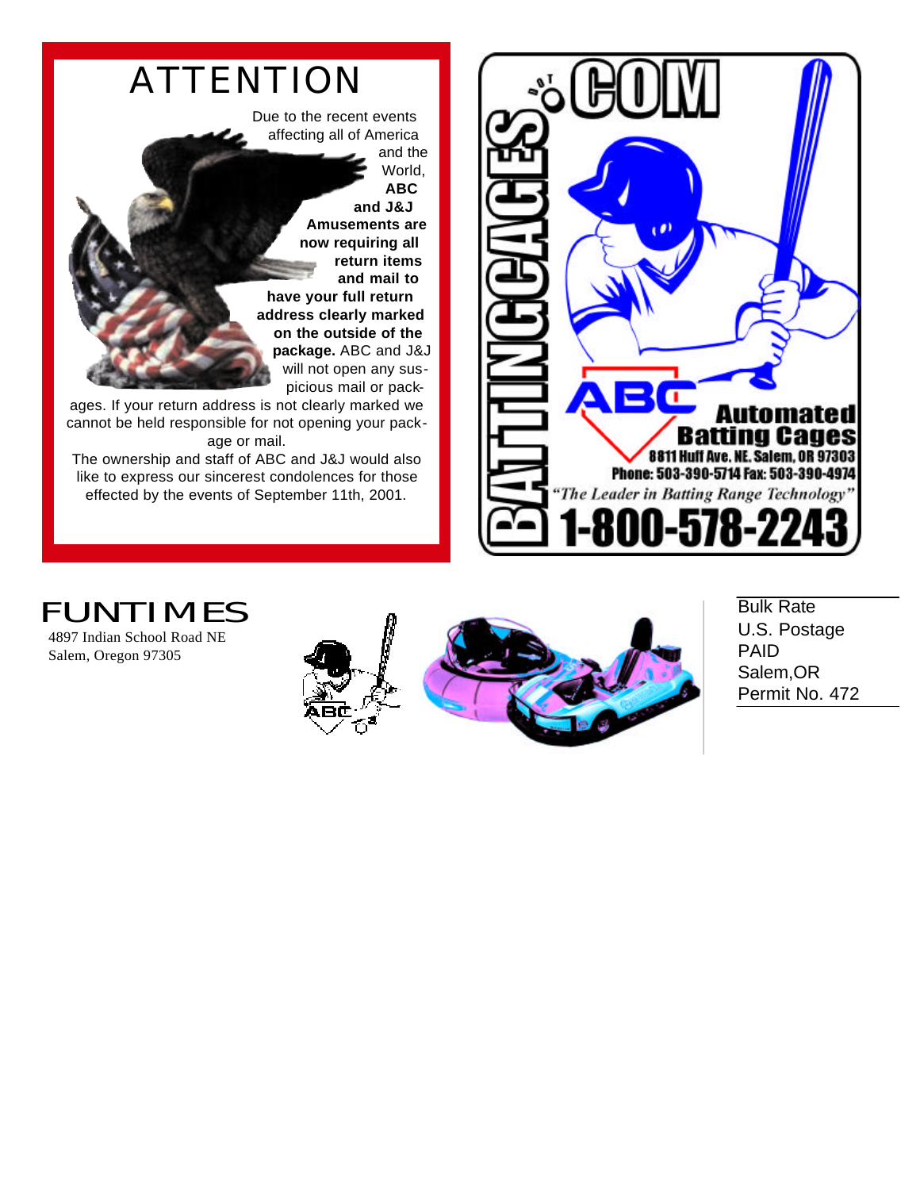# ATTENTION

Due to the recent events affecting all of America and the World, **ABC and J&J Amusements are now requiring all return items and mail to have your full return address clearly marked on the outside of the package.** ABC and J&J will not open any suspicious mail or packages. If your return address is not clearly marked we cannot be held responsible for not opening your package or mail.

The ownership and staff of ABC and J&J would also like to express our sincerest condolences for those effected by the events of September 11th, 2001.

BATTINGCAGES DOT COM

ABC Automated Batting Cages

8811 Huff Ave. NE. Salem, OR 97303

Phone: 503-390-5714 Fax: 503-390-4974

*"The Leader in Batting Range Technology"*

1-800-578-2243

# FUNTIMES

4897 Indian School Road NE
Salem, Oregon 97305

Bulk Rate
U.S. Postage
PAID
Salem,OR
Permit No. 472